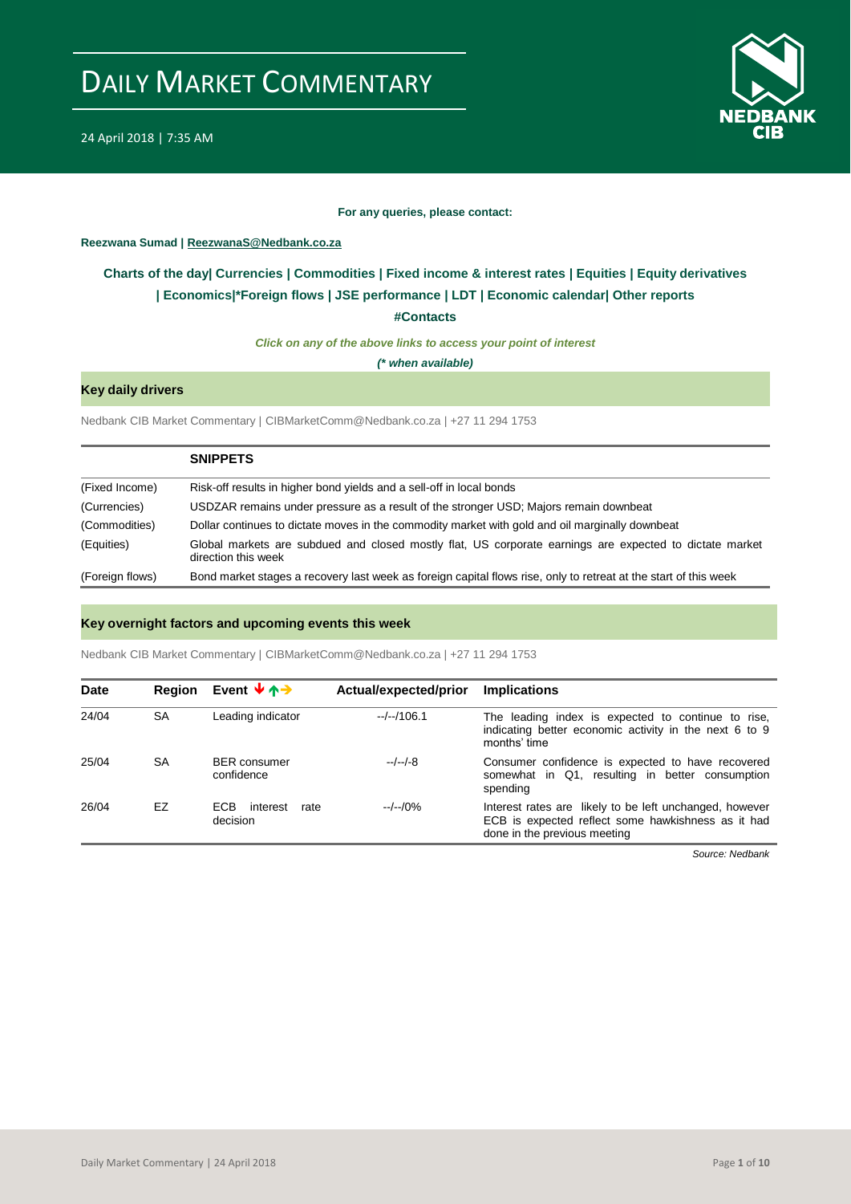# DAILY MARKET COMMENTARY

24 April 2018 | 7:35 AM

**For any queries, please contact:**

**Reezwana Sumad | ReezwanaS@Nedbank.co.za**

**Charts of the day| Currencies | Commodities | Fixed income & interest rates | Equities | Equity derivatives | Economics|*Foreign flows | JSE performance | LDT | Economic calendar| Other reports**

**#Contacts**

***Click on any of the above links to access your point of interest***

***(* when available)***

## Key daily drivers

Nedbank CIB Market Commentary | CIBMarketComm@Nedbank.co.za | +27 11 294 1753

| | SNIPPETS |
|---|---|
| (Fixed Income) | Risk-off results in higher bond yields and a sell-off in local bonds |
| (Currencies) | USDZAR remains under pressure as a result of the stronger USD; Majors remain downbeat |
| (Commodities) | Dollar continues to dictate moves in the commodity market with gold and oil marginally downbeat |
| (Equities) | Global markets are subdued and closed mostly flat, US corporate earnings are expected to dictate market direction this week |
| (Foreign flows) | Bond market stages a recovery last week as foreign capital flows rise, only to retreat at the start of this week |

## Key overnight factors and upcoming events this week

Nedbank CIB Market Commentary | CIBMarketComm@Nedbank.co.za | +27 11 294 1753

| Date | Region | Event ↓↑→ | Actual/expected/prior | Implications |
|---|---|---|---|---|
| 24/04 | SA | Leading indicator | --/--/106.1 | The leading index is expected to continue to rise, indicating better economic activity in the next 6 to 9 months' time |
| 25/04 | SA | BER consumer confidence | --/--/-8 | Consumer confidence is expected to have recovered somewhat in Q1, resulting in better consumption spending |
| 26/04 | EZ | ECB interest rate decision | --/--/0% | Interest rates are likely to be left unchanged, however ECB is expected reflect some hawkishness as it had done in the previous meeting |

*Source: Nedbank*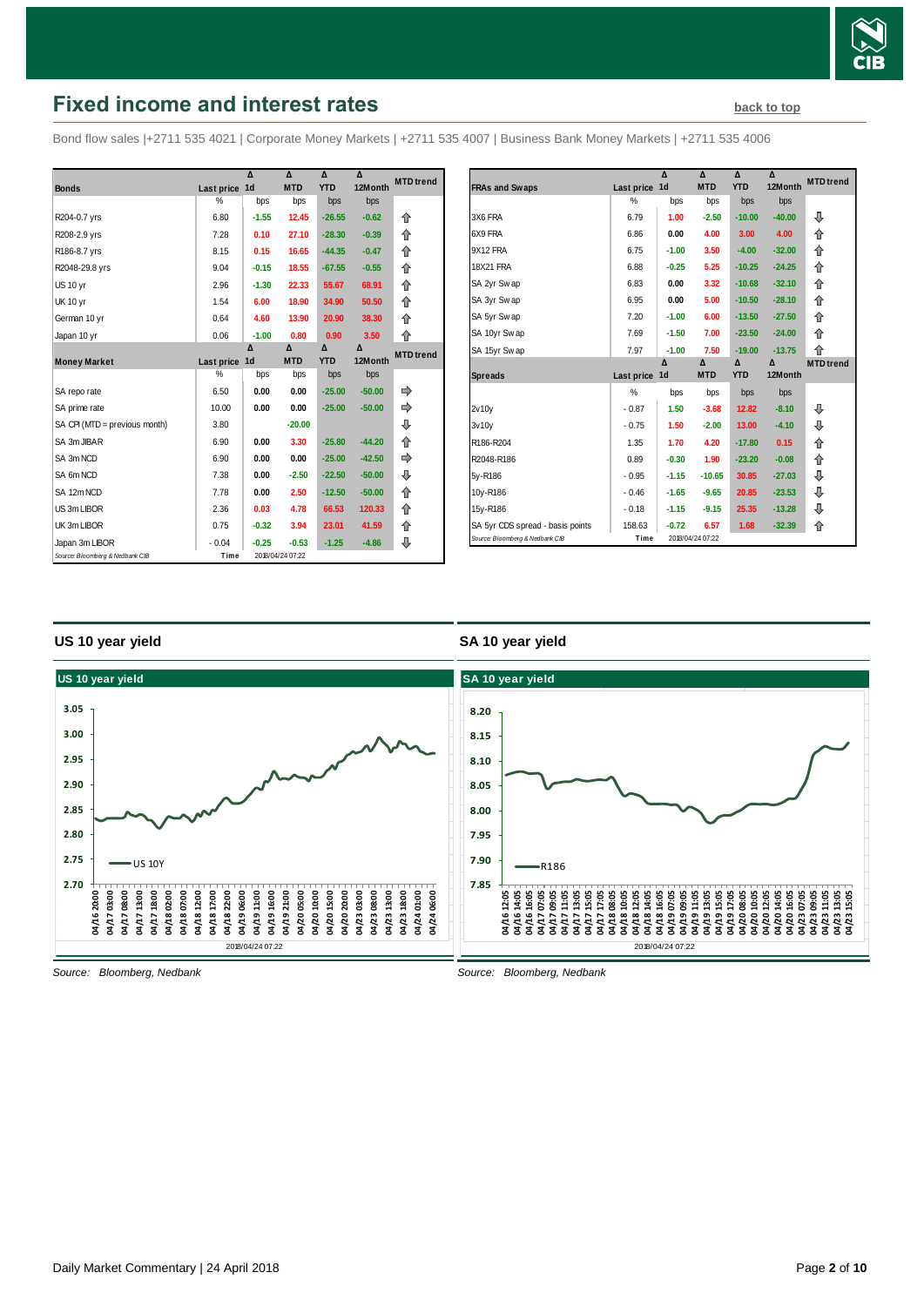# Fixed income and interest rates

back to top

Bond flow sales |+2711 535 4021 | Corporate Money Markets | +2711 535 4007 | Business Bank Money Markets | +2711 535 4006

| Bonds | Last price | Δ 1d | Δ MTD | Δ YTD | Δ 12Month | MTD trend |
|---|---|---|---|---|---|---|
| | % | bps | bps | bps | bps | |
| R204-0.7 yrs | 6.80 | -1.55 | 12.45 | -26.55 | -0.62 | ⇧ |
| R208-2.9 yrs | 7.28 | 0.10 | 27.10 | -28.30 | -0.39 | ⇧ |
| R186-8.7 yrs | 8.15 | 0.15 | 16.65 | -44.35 | -0.47 | ⇧ |
| R2048-29.8 yrs | 9.04 | -0.15 | 18.55 | -67.55 | -0.55 | ⇧ |
| US 10 yr | 2.96 | -1.30 | 22.33 | 55.67 | 68.91 | ⇧ |
| UK 10 yr | 1.54 | 6.00 | 18.90 | 34.90 | 50.50 | ⇧ |
| German 10 yr | 0.64 | 4.60 | 13.90 | 20.90 | 38.30 | ⇧ |
| Japan 10 yr | 0.06 | -1.00 | 0.80 | 0.90 | 3.50 | ⇧ |

| Money Market | Last price | Δ 1d | Δ MTD | Δ YTD | Δ 12Month | MTD trend |
|---|---|---|---|---|---|---|
| | % | bps | bps | bps | bps | |
| SA repo rate | 6.50 | 0.00 | 0.00 | -25.00 | -50.00 | ⇨ |
| SA prime rate | 10.00 | 0.00 | 0.00 | -25.00 | -50.00 | ⇨ |
| SA CPI (MTD = previous month) | 3.80 | | -20.00 | | | ⇩ |
| SA 3m JIBAR | 6.90 | 0.00 | 3.30 | -25.80 | -44.20 | ⇧ |
| SA 3m NCD | 6.90 | 0.00 | 0.00 | -25.00 | -42.50 | ⇨ |
| SA 6m NCD | 7.38 | 0.00 | -2.50 | -22.50 | -50.00 | ⇩ |
| SA 12m NCD | 7.78 | 0.00 | 2.50 | -12.50 | -50.00 | ⇧ |
| US 3m LIBOR | 2.36 | 0.03 | 4.78 | 66.53 | 120.33 | ⇧ |
| UK 3m LIBOR | 0.75 | -0.32 | 3.94 | 23.01 | 41.59 | ⇧ |
| Japan 3m LIBOR | -0.04 | -0.25 | -0.53 | -1.25 | -4.86 | ⇩ |

Source: Bloomberg & Nedbank CIB Time 2018/04/24 07:22

| FRAs and Swaps | Last price | Δ 1d | Δ MTD | Δ YTD | Δ 12Month | MTD trend |
|---|---|---|---|---|---|---|
| | % | bps | bps | bps | bps | |
| 3X6 FRA | 6.79 | 1.00 | -2.50 | -10.00 | -40.00 | ⇩ |
| 6X9 FRA | 6.86 | 0.00 | 4.00 | 3.00 | 4.00 | ⇧ |
| 9X12 FRA | 6.75 | -1.00 | 3.50 | -4.00 | -32.00 | ⇧ |
| 18X21 FRA | 6.88 | -0.25 | 5.25 | -10.25 | -24.25 | ⇧ |
| SA 2yr Swap | 6.83 | 0.00 | 3.32 | -10.68 | -32.10 | ⇧ |
| SA 3yr Swap | 6.95 | 0.00 | 5.00 | -10.50 | -28.10 | ⇧ |
| SA 5yr Swap | 7.20 | -1.00 | 6.00 | -13.50 | -27.50 | ⇧ |
| SA 10yr Swap | 7.69 | -1.50 | 7.00 | -23.50 | -24.00 | ⇧ |
| SA 15yr Swap | 7.97 | -1.00 | 7.50 | -19.00 | -13.75 | ⇧ |

| Spreads | Last price | Δ 1d | Δ MTD | Δ YTD | Δ 12Month | MTD trend |
|---|---|---|---|---|---|---|
| | % | bps | bps | bps | bps | |
| 2v10y | -0.87 | 1.50 | -3.68 | 12.82 | -8.10 | ⇩ |
| 3v10y | -0.75 | 1.50 | -2.00 | 13.00 | -4.10 | ⇩ |
| R186-R204 | 1.35 | 1.70 | 4.20 | -17.80 | 0.15 | ⇧ |
| R2048-R186 | 0.89 | -0.30 | 1.90 | -23.20 | -0.08 | ⇧ |
| 5y-R186 | -0.95 | -1.15 | -10.65 | 30.85 | -27.03 | ⇩ |
| 10y-R186 | -0.46 | -1.65 | -9.65 | 20.85 | -23.53 | ⇩ |
| 15y-R186 | -0.18 | -1.15 | -9.15 | 25.35 | -13.28 | ⇩ |
| SA 5yr CDS spread - basis points | 158.63 | -0.72 | 6.57 | 1.68 | -32.39 | ⇧ |

Source: Bloomberg & Nedbank CIB Time 2018/04/24 07:22

## US 10 year yield

Source: Bloomberg, Nedbank

## SA 10 year yield

Source: Bloomberg, Nedbank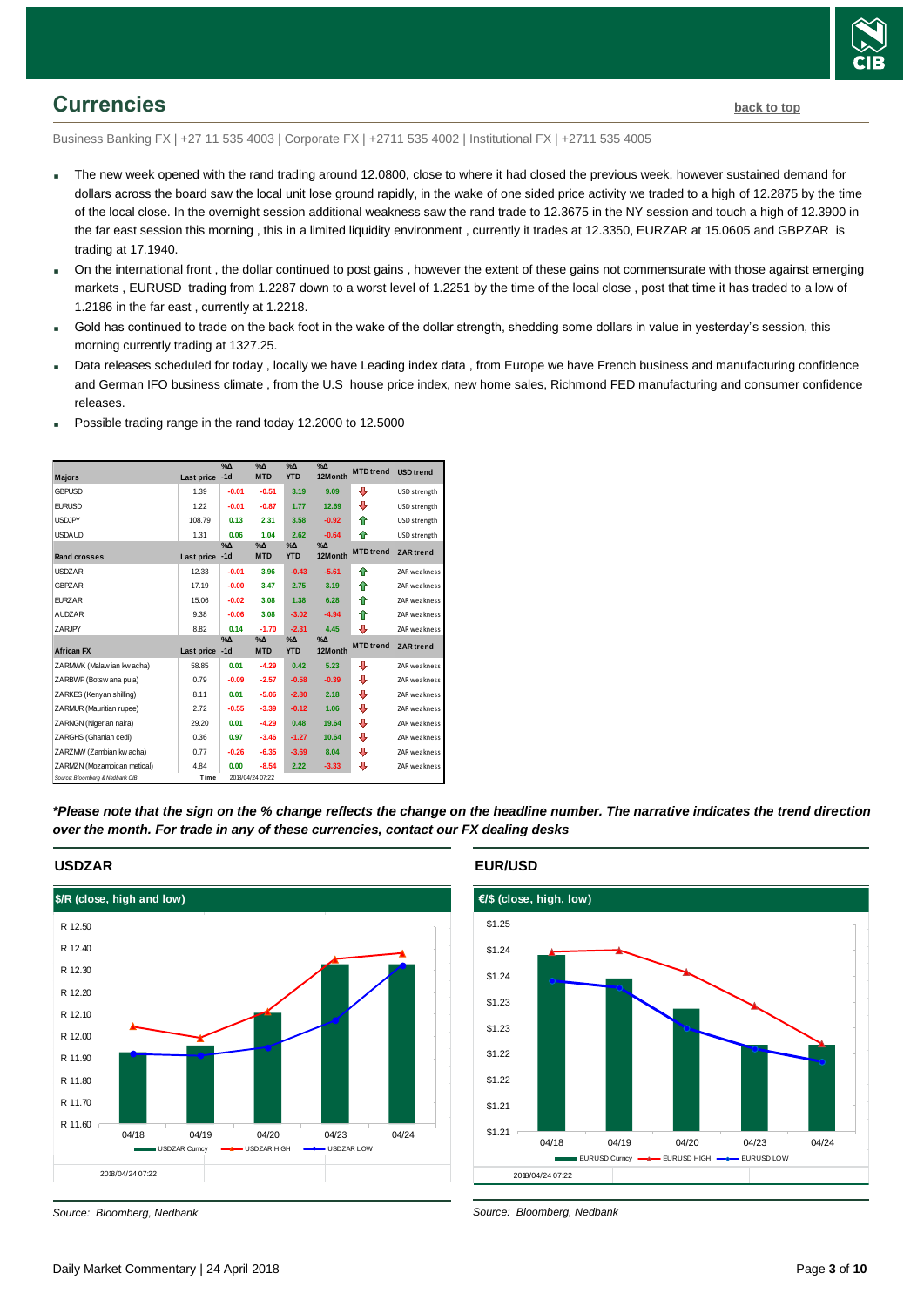## Currencies

back to top

Business Banking FX | +27 11 535 4003 | Corporate FX | +2711 535 4002 | Institutional FX | +2711 535 4005

- The new week opened with the rand trading around 12.0800, close to where it had closed the previous week, however sustained demand for dollars across the board saw the local unit lose ground rapidly, in the wake of one sided price activity we traded to a high of 12.2875 by the time of the local close. In the overnight session additional weakness saw the rand trade to 12.3675 in the NY session and touch a high of 12.3900 in the far east session this morning , this in a limited liquidity environment , currently it trades at 12.3350, EURZAR at 15.0605 and GBPZAR is trading at 17.1940.
- On the international front , the dollar continued to post gains , however the extent of these gains not commensurate with those against emerging markets , EURUSD trading from 1.2287 down to a worst level of 1.2251 by the time of the local close , post that time it has traded to a low of 1.2186 in the far east , currently at 1.2218.
- Gold has continued to trade on the back foot in the wake of the dollar strength, shedding some dollars in value in yesterday's session, this morning currently trading at 1327.25.
- Data releases scheduled for today , locally we have Leading index data , from Europe we have French business and manufacturing confidence and German IFO business climate , from the U.S house price index, new home sales, Richmond FED manufacturing and consumer confidence releases.
- Possible trading range in the rand today 12.2000 to 12.5000

| Majors | Last price | %Δ -1d | %Δ MTD | %Δ YTD | %Δ 12Month | MTD trend | USD trend |
|---|---|---|---|---|---|---|---|
| GBPUSD | 1.39 | -0.01 | -0.51 | 3.19 | 9.09 | ⇩ | USD strength |
| EURUSD | 1.22 | -0.01 | -0.87 | 1.77 | 12.69 | ⇩ | USD strength |
| USDJPY | 108.79 | 0.13 | 2.31 | 3.58 | -0.92 | ⇧ | USD strength |
| USDAUD | 1.31 | 0.06 | 1.04 | 2.62 | -0.64 | ⇧ | USD strength |
| **Rand crosses** | **Last price** | **%Δ -1d** | **%Δ MTD** | **%Δ YTD** | **%Δ 12Month** | **MTD trend** | **ZAR trend** |
| USDZAR | 12.33 | -0.01 | 3.96 | -0.43 | -5.61 | ⇧ | ZAR weakness |
| GBPZAR | 17.19 | -0.00 | 3.47 | 2.75 | 3.19 | ⇧ | ZAR weakness |
| EURZAR | 15.06 | -0.02 | 3.08 | 1.38 | 6.28 | ⇧ | ZAR weakness |
| AUDZAR | 9.38 | -0.06 | 3.08 | -3.02 | -4.94 | ⇧ | ZAR weakness |
| ZARJPY | 8.82 | 0.14 | -1.70 | -2.31 | 4.45 | ⇩ | ZAR weakness |
| **African FX** | **Last price** | **%Δ -1d** | **%Δ MTD** | **%Δ YTD** | **%Δ 12Month** | **MTD trend** | **ZAR trend** |
| ZARMWK (Malawian kwacha) | 58.85 | 0.01 | -4.29 | 0.42 | 5.23 | ⇩ | ZAR weakness |
| ZARBWP (Botswana pula) | 0.79 | -0.09 | -2.57 | -0.58 | -0.39 | ⇩ | ZAR weakness |
| ZARKES (Kenyan shilling) | 8.11 | 0.01 | -5.06 | -2.80 | 2.18 | ⇩ | ZAR weakness |
| ZARMUR (Mauritian rupee) | 2.72 | -0.55 | -3.39 | -0.12 | 1.06 | ⇩ | ZAR weakness |
| ZARNGN (Nigerian naira) | 29.20 | 0.01 | -4.29 | 0.48 | 19.64 | ⇩ | ZAR weakness |
| ZARGHS (Ghanian cedi) | 0.36 | 0.97 | -3.46 | -1.27 | 10.64 | ⇩ | ZAR weakness |
| ZARZMW (Zambian kwacha) | 0.77 | -0.26 | -6.35 | -3.69 | 8.04 | ⇩ | ZAR weakness |
| ZARMZN (Mozambican metical) | 4.84 | 0.00 | -8.54 | 2.22 | -3.33 | ⇩ | ZAR weakness |

Source: Bloomberg & Nedbank CIB — Time 2018/04/24 07:22

***Please note that the sign on the % change reflects the change on the headline number. The narrative indicates the trend direction over the month. For trade in any of these currencies, contact our FX dealing desks***

### USDZAR

$/R (close, high and low)

Source: Bloomberg, Nedbank

### EUR/USD

€/$ (close, high, low)

Source: Bloomberg, Nedbank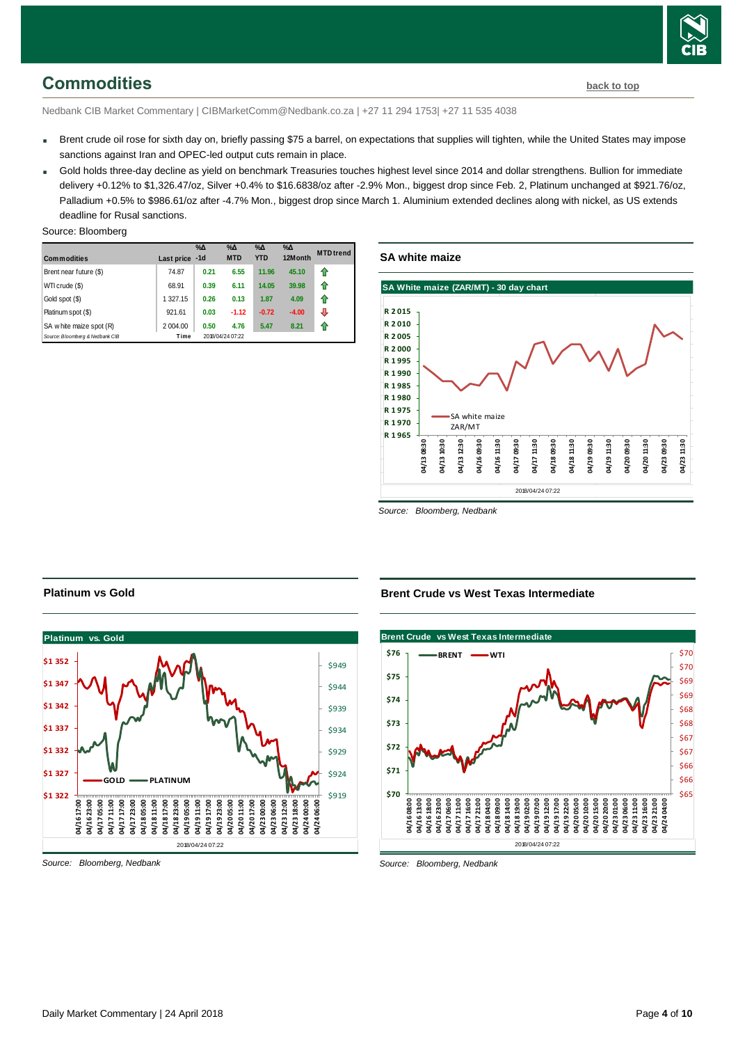## Commodities

back to top

Nedbank CIB Market Commentary | CIBMarketComm@Nedbank.co.za | +27 11 294 1753| +27 11 535 4038

- Brent crude oil rose for sixth day on, briefly passing $75 a barrel, on expectations that supplies will tighten, while the United States may impose sanctions against Iran and OPEC-led output cuts remain in place.
- Gold holds three-day decline as yield on benchmark Treasuries touches highest level since 2014 and dollar strengthens. Bullion for immediate delivery +0.12% to $1,326.47/oz, Silver +0.4% to $16.6838/oz after -2.9% Mon., biggest drop since Feb. 2, Platinum unchanged at $921.76/oz, Palladium +0.5% to $986.61/oz after -4.7% Mon., biggest drop since March 1. Aluminium extended declines along with nickel, as US extends deadline for Rusal sanctions.

Source: Bloomberg

| Commodities | Last price | %Δ -1d | %Δ MTD | %Δ YTD | %Δ 12Month | MTD trend |
|---|---|---|---|---|---|---|
| Brent near future ($) | 74.87 | 0.21 | 6.55 | 11.96 | 45.10 | ⇧ |
| WTI crude ($) | 68.91 | 0.39 | 6.11 | 14.05 | 39.98 | ⇧ |
| Gold spot ($) | 1 327.15 | 0.26 | 0.13 | 1.87 | 4.09 | ⇧ |
| Platinum spot ($) | 921.61 | 0.03 | -1.12 | -0.72 | -4.00 | ⇩ |
| SA white maize spot (R) | 2 004.00 | 0.50 | 4.76 | 5.47 | 8.21 | ⇧ |
| Source: Bloomberg & Nedbank CIB | Time | 2018/04/24 07:22 | | | | |

### SA white maize

*Source: Bloomberg, Nedbank*

### Platinum vs Gold

*Source: Bloomberg, Nedbank*

### Brent Crude vs West Texas Intermediate

*Source: Bloomberg, Nedbank*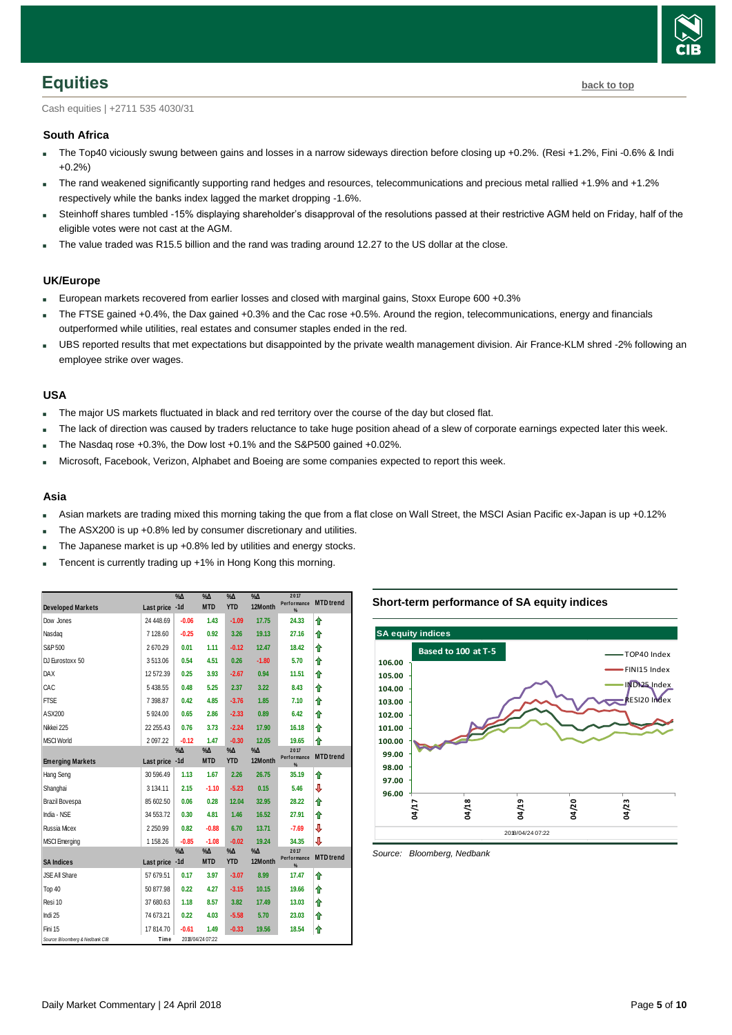## Equities

**back to top**

Cash equities | +2711 535 4030/31

### South Africa

- The Top40 viciously swung between gains and losses in a narrow sideways direction before closing up +0.2%. (Resi +1.2%, Fini -0.6% & Indi +0.2%)
- The rand weakened significantly supporting rand hedges and resources, telecommunications and precious metal rallied +1.9% and +1.2% respectively while the banks index lagged the market dropping -1.6%.
- Steinhoff shares tumbled -15% displaying shareholder's disapproval of the resolutions passed at their restrictive AGM held on Friday, half of the eligible votes were not cast at the AGM.
- The value traded was R15.5 billion and the rand was trading around 12.27 to the US dollar at the close.

### UK/Europe

- European markets recovered from earlier losses and closed with marginal gains, Stoxx Europe 600 +0.3%
- The FTSE gained +0.4%, the Dax gained +0.3% and the Cac rose +0.5%. Around the region, telecommunications, energy and financials outperformed while utilities, real estates and consumer staples ended in the red.
- UBS reported results that met expectations but disappointed by the private wealth management division. Air France-KLM shred -2% following an employee strike over wages.

### USA

- The major US markets fluctuated in black and red territory over the course of the day but closed flat.
- The lack of direction was caused by traders reluctance to take huge position ahead of a slew of corporate earnings expected later this week.
- The Nasdaq rose +0.3%, the Dow lost +0.1% and the S&P500 gained +0.02%.
- Microsoft, Facebook, Verizon, Alphabet and Boeing are some companies expected to report this week.

### Asia

- Asian markets are trading mixed this morning taking the que from a flat close on Wall Street, the MSCI Asian Pacific ex-Japan is up +0.12%
- The ASX200 is up +0.8% led by consumer discretionary and utilities.
- The Japanese market is up +0.8% led by utilities and energy stocks.
- Tencent is currently trading up +1% in Hong Kong this morning.

| Developed Markets | Last price | %Δ -1d | %Δ MTD | %Δ YTD | %Δ 12Month | 2017 Performance % | MTD trend |
|---|---|---|---|---|---|---|---|
| Dow Jones | 24 448.69 | -0.06 | 1.43 | -1.09 | 17.75 | 24.33 | ⇧ |
| Nasdaq | 7 128.60 | -0.25 | 0.92 | 3.26 | 19.13 | 27.16 | ⇧ |
| S&P 500 | 2 670.29 | 0.01 | 1.11 | -0.12 | 12.47 | 18.42 | ⇧ |
| DJ Eurostoxx 50 | 3 513.06 | 0.54 | 4.51 | 0.26 | -1.80 | 5.70 | ⇧ |
| DAX | 12 572.39 | 0.25 | 3.93 | -2.67 | 0.94 | 11.51 | ⇧ |
| CAC | 5 438.55 | 0.48 | 5.25 | 2.37 | 3.22 | 8.43 | ⇧ |
| FTSE | 7 398.87 | 0.42 | 4.85 | -3.76 | 1.85 | 7.10 | ⇧ |
| ASX200 | 5 924.00 | 0.65 | 2.86 | -2.33 | 0.89 | 6.42 | ⇧ |
| Nikkei 225 | 22 255.43 | 0.76 | 3.73 | -2.24 | 17.90 | 16.18 | ⇧ |
| MSCI World | 2 097.22 | -0.12 | 1.47 | -0.30 | 12.05 | 19.65 | ⇧ |
| **Emerging Markets** | **Last price** | **%Δ -1d** | **%Δ MTD** | **%Δ YTD** | **%Δ 12Month** | **2017 Performance %** | **MTD trend** |
| Hang Seng | 30 596.49 | 1.13 | 1.67 | 2.26 | 26.75 | 35.19 | ⇧ |
| Shanghai | 3 134.11 | 2.15 | -1.10 | -5.23 | 0.15 | 5.46 | ⇩ |
| Brazil Bovespa | 85 602.50 | 0.06 | 0.28 | 12.04 | 32.95 | 28.22 | ⇧ |
| India - NSE | 34 553.72 | 0.30 | 4.81 | 1.46 | 16.52 | 27.91 | ⇧ |
| Russia Micex | 2 250.99 | 0.82 | -0.88 | 6.70 | 13.71 | -7.69 | ⇩ |
| MSCI Emerging | 1 158.26 | -0.85 | -1.08 | -0.02 | 19.24 | 34.35 | ⇩ |
| **SA Indices** | **Last price** | **%Δ -1d** | **%Δ MTD** | **%Δ YTD** | **%Δ 12Month** | **2017 Performance %** | **MTD trend** |
| JSE All Share | 57 679.51 | 0.17 | 3.97 | -3.07 | 8.99 | 17.47 | ⇧ |
| Top 40 | 50 877.98 | 0.22 | 4.27 | -3.15 | 10.15 | 19.66 | ⇧ |
| Resi 10 | 37 680.63 | 1.18 | 8.57 | 3.82 | 17.49 | 13.03 | ⇧ |
| Indi 25 | 74 673.21 | 0.22 | 4.03 | -5.58 | 5.70 | 23.03 | ⇧ |
| Fini 15 | 17 814.70 | -0.61 | 1.49 | -0.33 | 19.56 | 18.54 | ⇧ |

Source: Bloomberg & Nedbank CIB — Time 2018/04/24 07:22

**Short-term performance of SA equity indices**

SA equity indices — Based to 100 at T-5 (TOP40 Index, FINI15 Index, INDI25 Index, RESI20 Index) — 2018/04/24 07:22

*Source: Bloomberg, Nedbank*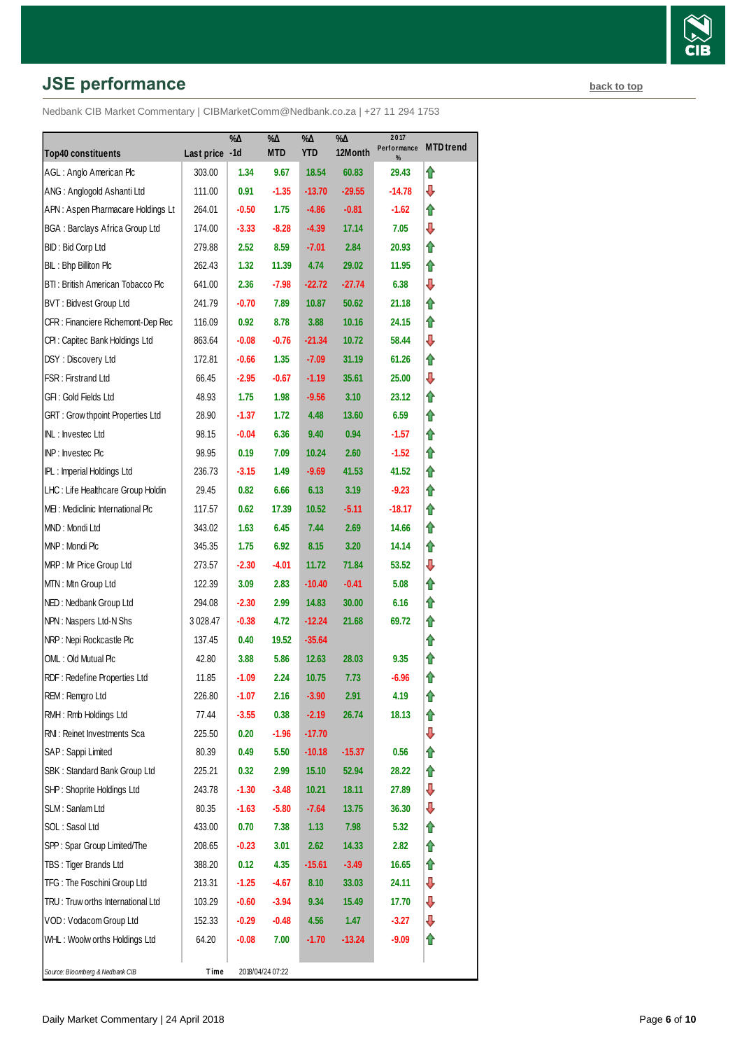## JSE performance

back to top

Nedbank CIB Market Commentary | CIBMarketComm@Nedbank.co.za | +27 11 294 1753

| Top40 constituents | Last price | %Δ -1d | %Δ MTD | %Δ YTD | %Δ 12Month | 2017 Performance % | MTD trend |
|---|---|---|---|---|---|---|---|
| AGL : Anglo American Plc | 303.00 | 1.34 | 9.67 | 18.54 | 60.83 | 29.43 | ⇧ |
| ANG : Anglogold Ashanti Ltd | 111.00 | 0.91 | -1.35 | -13.70 | -29.55 | -14.78 | ⇩ |
| APN : Aspen Pharmacare Holdings Lt | 264.01 | -0.50 | 1.75 | -4.86 | -0.81 | -1.62 | ⇧ |
| BGA : Barclays Africa Group Ltd | 174.00 | -3.33 | -8.28 | -4.39 | 17.14 | 7.05 | ⇩ |
| BID : Bid Corp Ltd | 279.88 | 2.52 | 8.59 | -7.01 | 2.84 | 20.93 | ⇧ |
| BIL : Bhp Billiton Plc | 262.43 | 1.32 | 11.39 | 4.74 | 29.02 | 11.95 | ⇧ |
| BTI : British American Tobacco Plc | 641.00 | 2.36 | -7.98 | -22.72 | -27.74 | 6.38 | ⇩ |
| BVT : Bidvest Group Ltd | 241.79 | -0.70 | 7.89 | 10.87 | 50.62 | 21.18 | ⇧ |
| CFR : Financiere Richemont-Dep Rec | 116.09 | 0.92 | 8.78 | 3.88 | 10.16 | 24.15 | ⇧ |
| CPI : Capitec Bank Holdings Ltd | 863.64 | -0.08 | -0.76 | -21.34 | 10.72 | 58.44 | ⇩ |
| DSY : Discovery Ltd | 172.81 | -0.66 | 1.35 | -7.09 | 31.19 | 61.26 | ⇧ |
| FSR : Firstrand Ltd | 66.45 | -2.95 | -0.67 | -1.19 | 35.61 | 25.00 | ⇩ |
| GFI : Gold Fields Ltd | 48.93 | 1.75 | 1.98 | -9.56 | 3.10 | 23.12 | ⇧ |
| GRT : Growthpoint Properties Ltd | 28.90 | -1.37 | 1.72 | 4.48 | 13.60 | 6.59 | ⇧ |
| INL : Investec Ltd | 98.15 | -0.04 | 6.36 | 9.40 | 0.94 | -1.57 | ⇧ |
| INP : Investec Plc | 98.95 | 0.19 | 7.09 | 10.24 | 2.60 | -1.52 | ⇧ |
| IPL : Imperial Holdings Ltd | 236.73 | -3.15 | 1.49 | -9.69 | 41.53 | 41.52 | ⇧ |
| LHC : Life Healthcare Group Holdin | 29.45 | 0.82 | 6.66 | 6.13 | 3.19 | -9.23 | ⇧ |
| MEI : Mediclinic International Plc | 117.57 | 0.62 | 17.39 | 10.52 | -5.11 | -18.17 | ⇧ |
| MND : Mondi Ltd | 343.02 | 1.63 | 6.45 | 7.44 | 2.69 | 14.66 | ⇧ |
| MNP : Mondi Plc | 345.35 | 1.75 | 6.92 | 8.15 | 3.20 | 14.14 | ⇧ |
| MRP : Mr Price Group Ltd | 273.57 | -2.30 | -4.01 | 11.72 | 71.84 | 53.52 | ⇩ |
| MTN : Mtn Group Ltd | 122.39 | 3.09 | 2.83 | -10.40 | -0.41 | 5.08 | ⇧ |
| NED : Nedbank Group Ltd | 294.08 | -2.30 | 2.99 | 14.83 | 30.00 | 6.16 | ⇧ |
| NPN : Naspers Ltd-N Shs | 3 028.47 | -0.38 | 4.72 | -12.24 | 21.68 | 69.72 | ⇧ |
| NRP : Nepi Rockcastle Plc | 137.45 | 0.40 | 19.52 | -35.64 | | | ⇧ |
| OML : Old Mutual Plc | 42.80 | 3.88 | 5.86 | 12.63 | 28.03 | 9.35 | ⇧ |
| RDF : Redefine Properties Ltd | 11.85 | -1.09 | 2.24 | 10.75 | 7.73 | -6.96 | ⇧ |
| REM : Remgro Ltd | 226.80 | -1.07 | 2.16 | -3.90 | 2.91 | 4.19 | ⇧ |
| RMH : Rmb Holdings Ltd | 77.44 | -3.55 | 0.38 | -2.19 | 26.74 | 18.13 | ⇧ |
| RNI : Reinet Investments Sca | 225.50 | 0.20 | -1.96 | -17.70 | | | ⇩ |
| SAP : Sappi Limited | 80.39 | 0.49 | 5.50 | -10.18 | -15.37 | 0.56 | ⇧ |
| SBK : Standard Bank Group Ltd | 225.21 | 0.32 | 2.99 | 15.10 | 52.94 | 28.22 | ⇧ |
| SHP : Shoprite Holdings Ltd | 243.78 | -1.30 | -3.48 | 10.21 | 18.11 | 27.89 | ⇩ |
| SLM : Sanlam Ltd | 80.35 | -1.63 | -5.80 | -7.64 | 13.75 | 36.30 | ⇩ |
| SOL : Sasol Ltd | 433.00 | 0.70 | 7.38 | 1.13 | 7.98 | 5.32 | ⇧ |
| SPP : Spar Group Limited/The | 208.65 | -0.23 | 3.01 | 2.62 | 14.33 | 2.82 | ⇧ |
| TBS : Tiger Brands Ltd | 388.20 | 0.12 | 4.35 | -15.61 | -3.49 | 16.65 | ⇧ |
| TFG : The Foschini Group Ltd | 213.31 | -1.25 | -4.67 | 8.10 | 33.03 | 24.11 | ⇩ |
| TRU : Truworths International Ltd | 103.29 | -0.60 | -3.94 | 9.34 | 15.49 | 17.70 | ⇩ |
| VOD : Vodacom Group Ltd | 152.33 | -0.29 | -0.48 | 4.56 | 1.47 | -3.27 | ⇩ |
| WHL : Woolworths Holdings Ltd | 64.20 | -0.08 | 7.00 | -1.70 | -13.24 | -9.09 | ⇧ |

*Source: Bloomberg & Nedbank CIB* Time 2018/04/24 07:22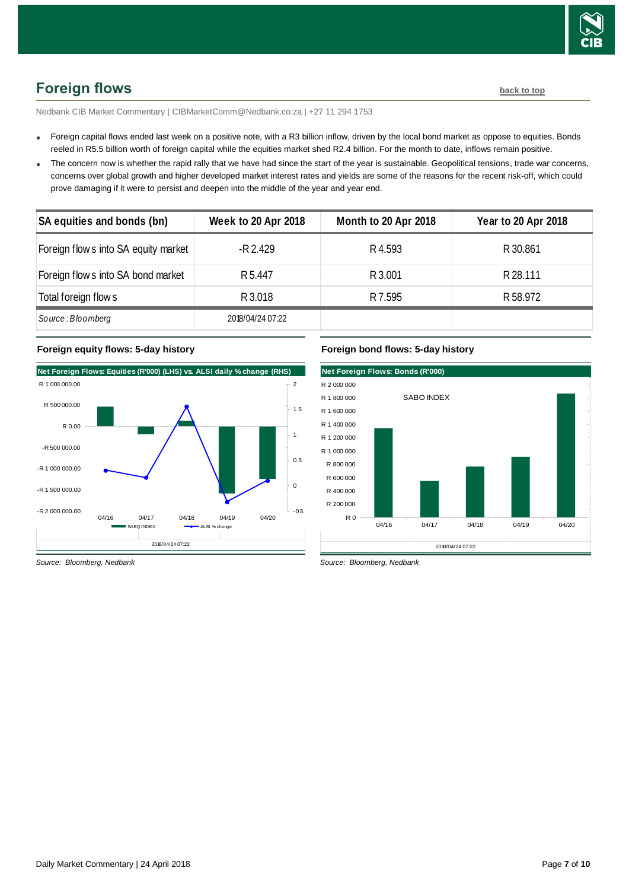## Foreign flows

back to top

Nedbank CIB Market Commentary | CIBMarketComm@Nedbank.co.za | +27 11 294 1753

- Foreign capital flows ended last week on a positive note, with a R3 billion inflow, driven by the local bond market as oppose to equities. Bonds reeled in R5.5 billion worth of foreign capital while the equities market shed R2.4 billion. For the month to date, inflows remain positive.
- The concern now is whether the rapid rally that we have had since the start of the year is sustainable. Geopolitical tensions, trade war concerns, concerns over global growth and higher developed market interest rates and yields are some of the reasons for the recent risk-off, which could prove damaging if it were to persist and deepen into the middle of the year and year end.

| SA equities and bonds (bn) | Week to 20 Apr 2018 | Month to 20 Apr 2018 | Year to 20 Apr 2018 |
|---|---|---|---|
| Foreign flows into SA equity market | -R 2.429 | R 4.593 | R 30.861 |
| Foreign flows into SA bond market | R 5.447 | R 3.001 | R 28.111 |
| Total foreign flows | R 3.018 | R 7.595 | R 58.972 |
| *Source: Bloomberg* | 2018/04/24 07:22 | | |

**Foreign equity flows: 5-day history**

Net Foreign Flows: Equities (R'000) (LHS) vs. ALSI daily % change (RHS)

*Source: Bloomberg, Nedbank*

**Foreign bond flows: 5-day history**

Net Foreign Flows: Bonds (R'000)

*Source: Bloomberg, Nedbank*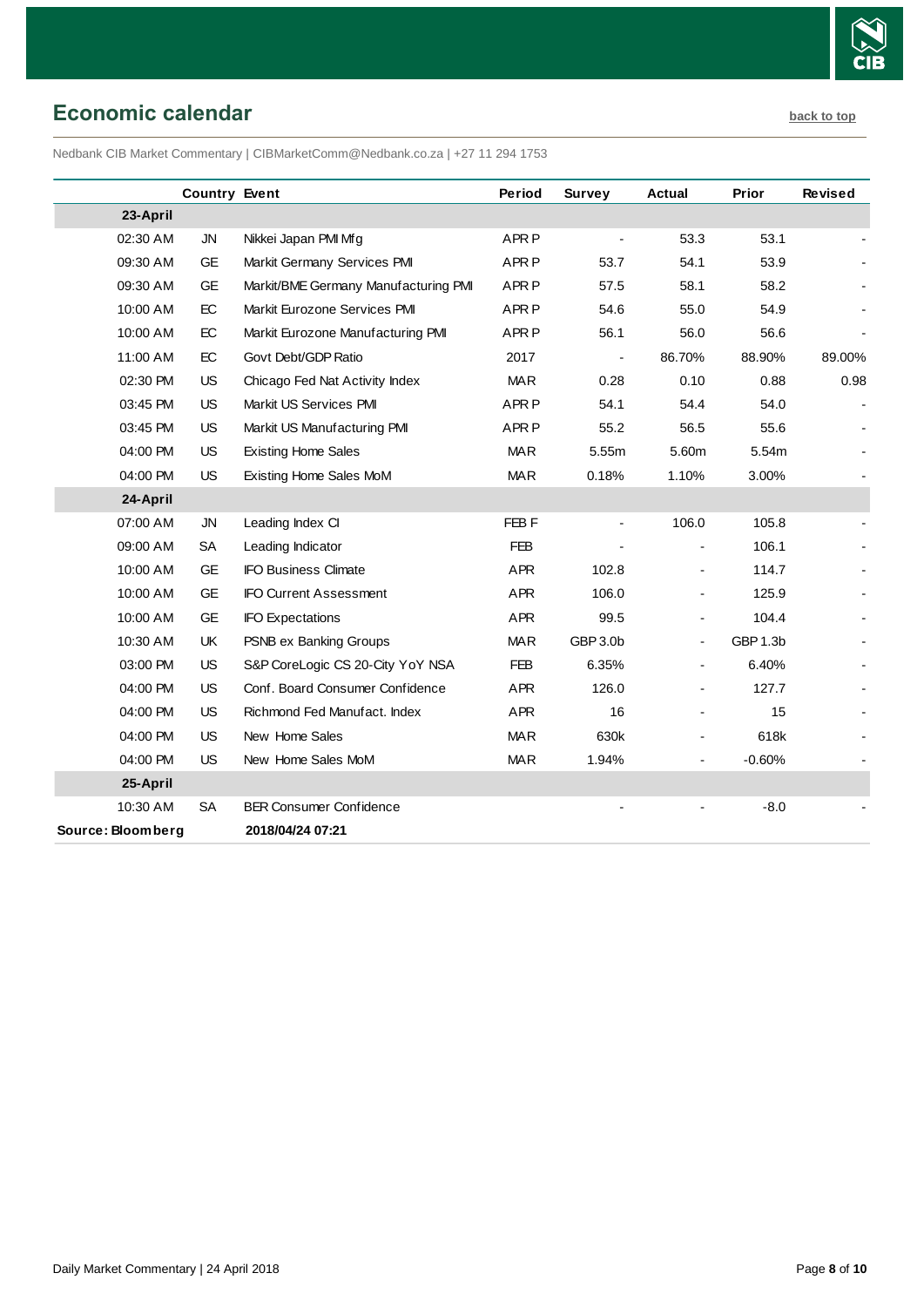## Economic calendar

back to top

Nedbank CIB Market Commentary | CIBMarketComm@Nedbank.co.za | +27 11 294 1753

| | Country | Event | Period | Survey | Actual | Prior | Revised |
|---|---|---|---|---|---|---|---|
| **23-April** | | | | | | | |
| 02:30 AM | JN | Nikkei Japan PMI Mfg | APR P | - | 53.3 | 53.1 | - |
| 09:30 AM | GE | Markit Germany Services PMI | APR P | 53.7 | 54.1 | 53.9 | - |
| 09:30 AM | GE | Markit/BME Germany Manufacturing PMI | APR P | 57.5 | 58.1 | 58.2 | - |
| 10:00 AM | EC | Markit Eurozone Services PMI | APR P | 54.6 | 55.0 | 54.9 | - |
| 10:00 AM | EC | Markit Eurozone Manufacturing PMI | APR P | 56.1 | 56.0 | 56.6 | - |
| 11:00 AM | EC | Govt Debt/GDP Ratio | 2017 | - | 86.70% | 88.90% | 89.00% |
| 02:30 PM | US | Chicago Fed Nat Activity Index | MAR | 0.28 | 0.10 | 0.88 | 0.98 |
| 03:45 PM | US | Markit US Services PMI | APR P | 54.1 | 54.4 | 54.0 | - |
| 03:45 PM | US | Markit US Manufacturing PMI | APR P | 55.2 | 56.5 | 55.6 | - |
| 04:00 PM | US | Existing Home Sales | MAR | 5.55m | 5.60m | 5.54m | - |
| 04:00 PM | US | Existing Home Sales MoM | MAR | 0.18% | 1.10% | 3.00% | - |
| **24-April** | | | | | | | |
| 07:00 AM | JN | Leading Index CI | FEB F | - | 106.0 | 105.8 | - |
| 09:00 AM | SA | Leading Indicator | FEB | - | - | 106.1 | - |
| 10:00 AM | GE | IFO Business Climate | APR | 102.8 | - | 114.7 | - |
| 10:00 AM | GE | IFO Current Assessment | APR | 106.0 | - | 125.9 | - |
| 10:00 AM | GE | IFO Expectations | APR | 99.5 | - | 104.4 | - |
| 10:30 AM | UK | PSNB ex Banking Groups | MAR | GBP 3.0b | - | GBP 1.3b | - |
| 03:00 PM | US | S&P CoreLogic CS 20-City YoY NSA | FEB | 6.35% | - | 6.40% | - |
| 04:00 PM | US | Conf. Board Consumer Confidence | APR | 126.0 | - | 127.7 | - |
| 04:00 PM | US | Richmond Fed Manufact. Index | APR | 16 | - | 15 | - |
| 04:00 PM | US | New Home Sales | MAR | 630k | - | 618k | - |
| 04:00 PM | US | New Home Sales MoM | MAR | 1.94% | - | -0.60% | - |
| **25-April** | | | | | | | |
| 10:30 AM | SA | BER Consumer Confidence | | - | - | -8.0 | - |
| **Source: Bloomberg** | | **2018/04/24 07:21** | | | | | |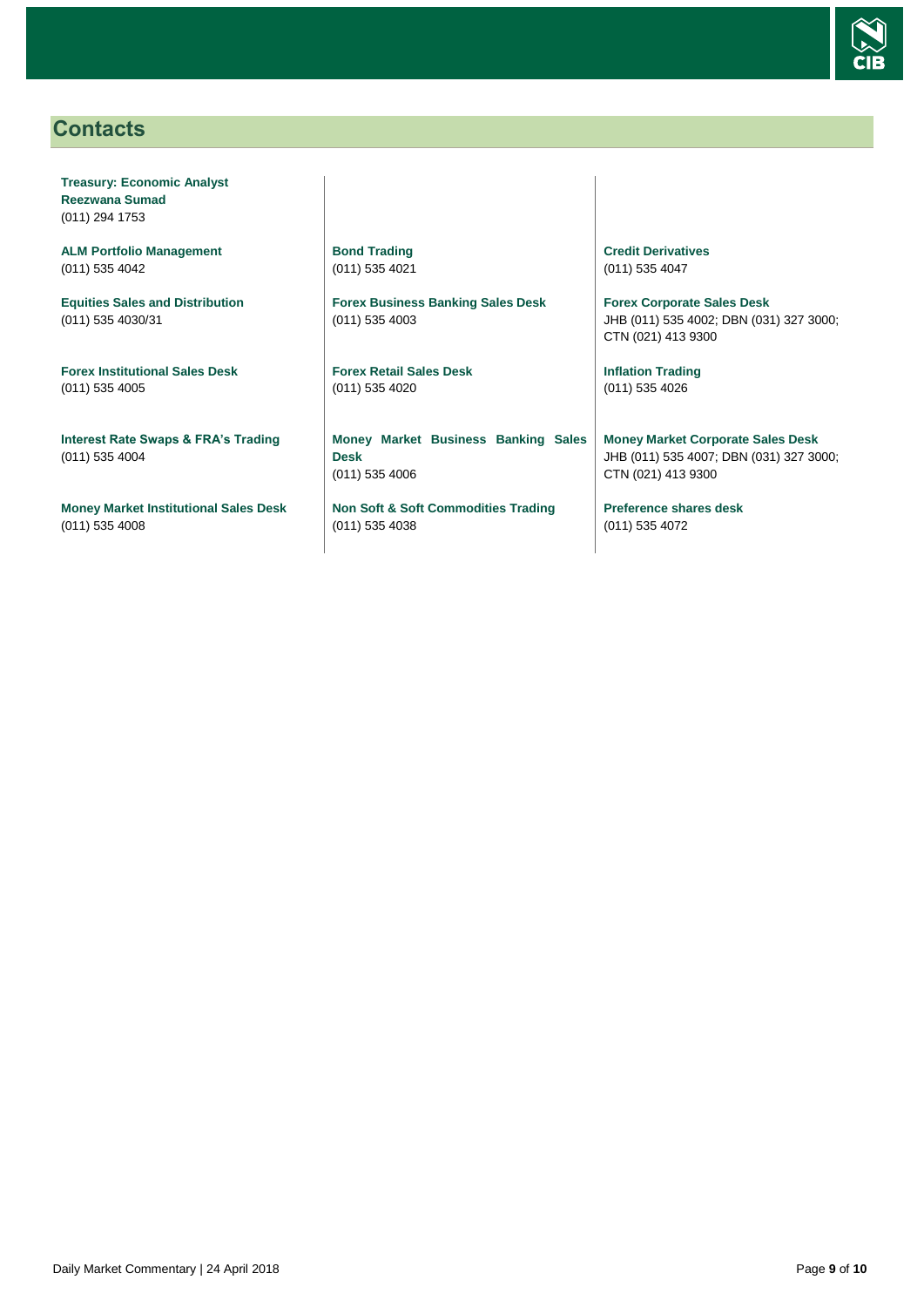## Contacts

**Treasury: Economic Analyst**
**Reezwana Sumad**
(011) 294 1753

**ALM Portfolio Management**
(011) 535 4042

**Equities Sales and Distribution**
(011) 535 4030/31

**Forex Institutional Sales Desk**
(011) 535 4005

**Interest Rate Swaps & FRA's Trading**
(011) 535 4004

**Money Market Institutional Sales Desk**
(011) 535 4008

**Bond Trading**
(011) 535 4021

**Forex Business Banking Sales Desk**
(011) 535 4003

**Forex Retail Sales Desk**
(011) 535 4020

**Money Market Business Banking Sales Desk**
(011) 535 4006

**Non Soft & Soft Commodities Trading**
(011) 535 4038

**Credit Derivatives**
(011) 535 4047

**Forex Corporate Sales Desk**
JHB (011) 535 4002; DBN (031) 327 3000; CTN (021) 413 9300

**Inflation Trading**
(011) 535 4026

**Money Market Corporate Sales Desk**
JHB (011) 535 4007; DBN (031) 327 3000; CTN (021) 413 9300

**Preference shares desk**
(011) 535 4072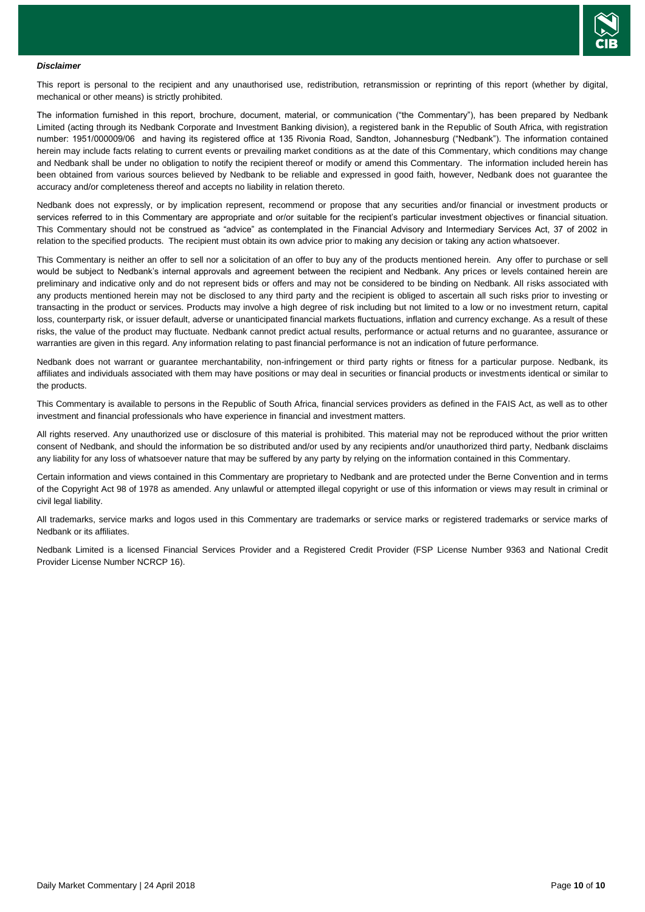***Disclaimer***

This report is personal to the recipient and any unauthorised use, redistribution, retransmission or reprinting of this report (whether by digital, mechanical or other means) is strictly prohibited.

The information furnished in this report, brochure, document, material, or communication ("the Commentary"), has been prepared by Nedbank Limited (acting through its Nedbank Corporate and Investment Banking division), a registered bank in the Republic of South Africa, with registration number: 1951/000009/06 and having its registered office at 135 Rivonia Road, Sandton, Johannesburg ("Nedbank"). The information contained herein may include facts relating to current events or prevailing market conditions as at the date of this Commentary, which conditions may change and Nedbank shall be under no obligation to notify the recipient thereof or modify or amend this Commentary. The information included herein has been obtained from various sources believed by Nedbank to be reliable and expressed in good faith, however, Nedbank does not guarantee the accuracy and/or completeness thereof and accepts no liability in relation thereto.

Nedbank does not expressly, or by implication represent, recommend or propose that any securities and/or financial or investment products or services referred to in this Commentary are appropriate and or/or suitable for the recipient's particular investment objectives or financial situation. This Commentary should not be construed as "advice" as contemplated in the Financial Advisory and Intermediary Services Act, 37 of 2002 in relation to the specified products. The recipient must obtain its own advice prior to making any decision or taking any action whatsoever.

This Commentary is neither an offer to sell nor a solicitation of an offer to buy any of the products mentioned herein. Any offer to purchase or sell would be subject to Nedbank's internal approvals and agreement between the recipient and Nedbank. Any prices or levels contained herein are preliminary and indicative only and do not represent bids or offers and may not be considered to be binding on Nedbank. All risks associated with any products mentioned herein may not be disclosed to any third party and the recipient is obliged to ascertain all such risks prior to investing or transacting in the product or services. Products may involve a high degree of risk including but not limited to a low or no investment return, capital loss, counterparty risk, or issuer default, adverse or unanticipated financial markets fluctuations, inflation and currency exchange. As a result of these risks, the value of the product may fluctuate. Nedbank cannot predict actual results, performance or actual returns and no guarantee, assurance or warranties are given in this regard. Any information relating to past financial performance is not an indication of future performance.

Nedbank does not warrant or guarantee merchantability, non-infringement or third party rights or fitness for a particular purpose. Nedbank, its affiliates and individuals associated with them may have positions or may deal in securities or financial products or investments identical or similar to the products.

This Commentary is available to persons in the Republic of South Africa, financial services providers as defined in the FAIS Act, as well as to other investment and financial professionals who have experience in financial and investment matters.

All rights reserved. Any unauthorized use or disclosure of this material is prohibited. This material may not be reproduced without the prior written consent of Nedbank, and should the information be so distributed and/or used by any recipients and/or unauthorized third party, Nedbank disclaims any liability for any loss of whatsoever nature that may be suffered by any party by relying on the information contained in this Commentary.

Certain information and views contained in this Commentary are proprietary to Nedbank and are protected under the Berne Convention and in terms of the Copyright Act 98 of 1978 as amended. Any unlawful or attempted illegal copyright or use of this information or views may result in criminal or civil legal liability.

All trademarks, service marks and logos used in this Commentary are trademarks or service marks or registered trademarks or service marks of Nedbank or its affiliates.

Nedbank Limited is a licensed Financial Services Provider and a Registered Credit Provider (FSP License Number 9363 and National Credit Provider License Number NCRCP 16).